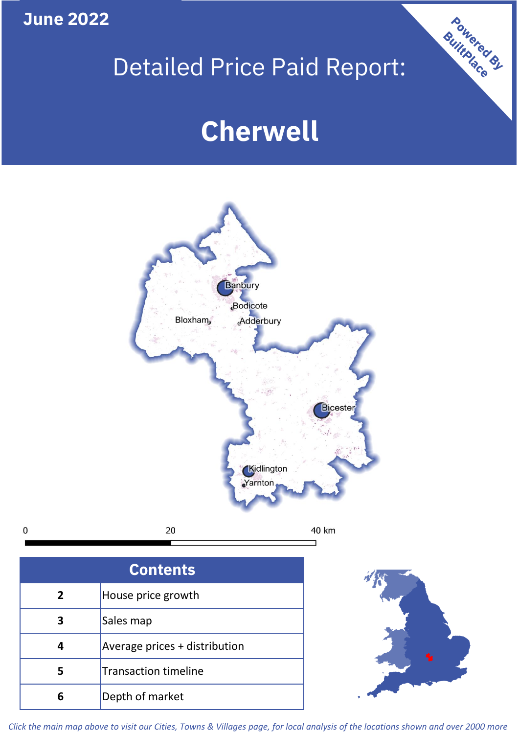June 2022

# Detailed Price Paid Report:

# Cherwell

Powered By BuiltPlace

Banbury
Bodicote
Bloxham
Adderbury
Bicester
Kidlington
Yarnton

0 20 40 km

| Contents | |
|---|---|
| 2 | House price growth |
| 3 | Sales map |
| 4 | Average prices + distribution |
| 5 | Transaction timeline |
| 6 | Depth of market |

*Click the main map above to visit our Cities, Towns & Villages page, for local analysis of the locations shown and over 2000 more*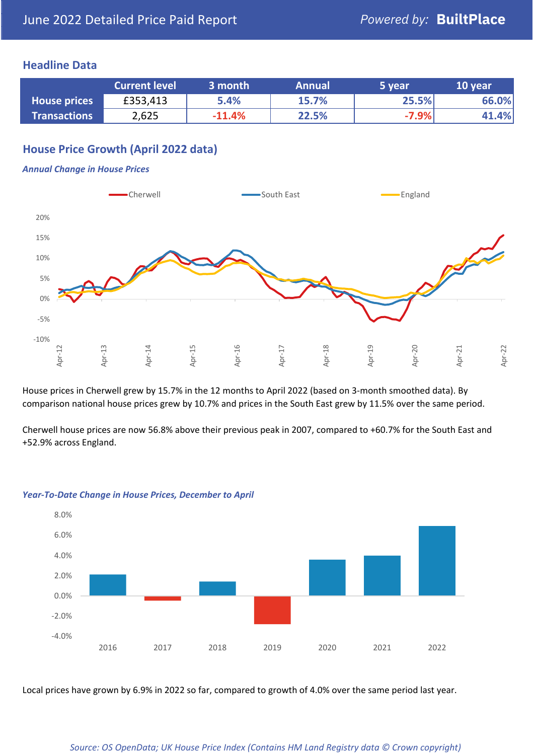June 2022 Detailed Price Paid Report

*Powered by:* **BuiltPlace**

## Headline Data

| | Current level | 3 month | Annual | 5 year | 10 year |
|---|---|---|---|---|---|
| **House prices** | £353,413 | 5.4% | 15.7% | 25.5% | 66.0% |
| **Transactions** | 2,625 | -11.4% | 22.5% | -7.9% | 41.4% |

## House Price Growth (April 2022 data)

***Annual Change in House Prices***

House prices in Cherwell grew by 15.7% in the 12 months to April 2022 (based on 3-month smoothed data). By comparison national house prices grew by 10.7% and prices in the South East grew by 11.5% over the same period.

Cherwell house prices are now 56.8% above their previous peak in 2007, compared to +60.7% for the South East and +52.9% across England.

***Year-To-Date Change in House Prices, December to April***

Local prices have grown by 6.9% in 2022 so far, compared to growth of 4.0% over the same period last year.

*Source: OS OpenData; UK House Price Index (Contains HM Land Registry data © Crown copyright)*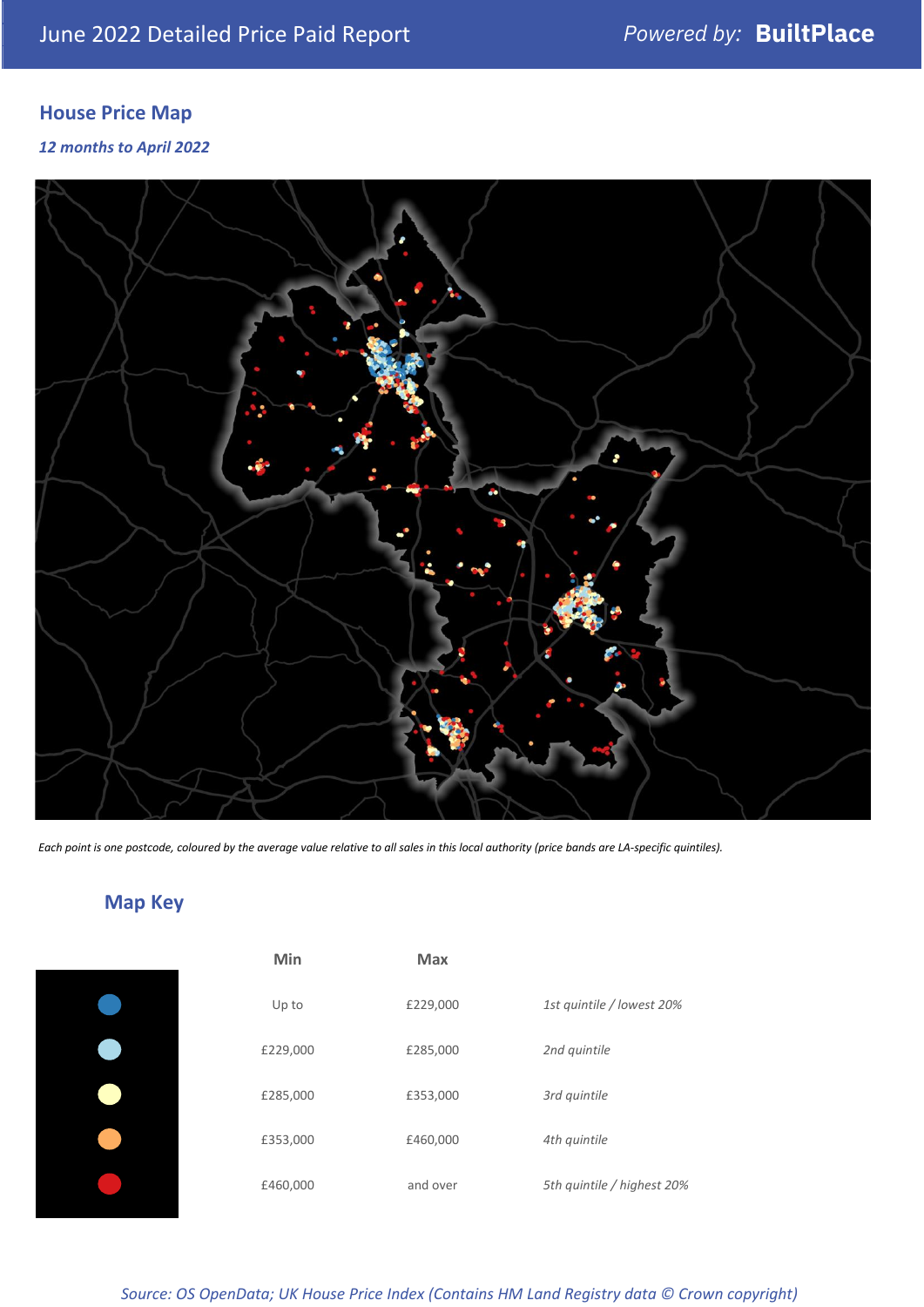June 2022 Detailed Price Paid Report

Powered by: **BuiltPlace**

## House Price Map

*12 months to April 2022*

*Each point is one postcode, coloured by the average value relative to all sales in this local authority (price bands are LA-specific quintiles).*

## Map Key

| | Min | Max | |
|---|---|---|---|
| Dark blue | Up to | £229,000 | *1st quintile / lowest 20%* |
| Light blue | £229,000 | £285,000 | *2nd quintile* |
| Pale yellow | £285,000 | £353,000 | *3rd quintile* |
| Orange | £353,000 | £460,000 | *4th quintile* |
| Red | £460,000 | and over | *5th quintile / highest 20%* |

*Source: OS OpenData; UK House Price Index (Contains HM Land Registry data © Crown copyright)*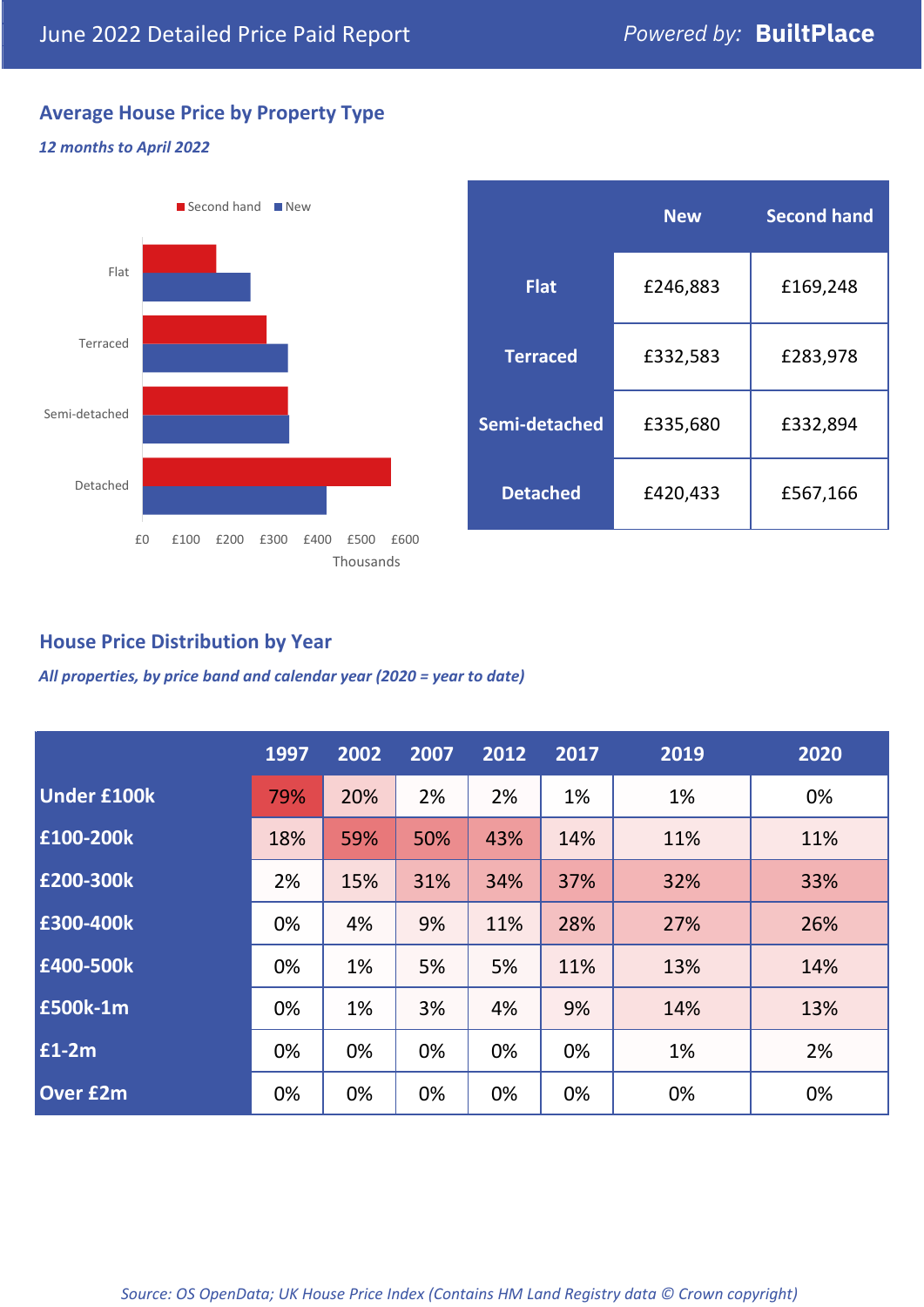June 2022 Detailed Price Paid Report — *Powered by:* **BuiltPlace**

## Average House Price by Property Type

*12 months to April 2022*

| | New | Second hand |
|---|---|---|
| **Flat** | £246,883 | £169,248 |
| **Terraced** | £332,583 | £283,978 |
| **Semi-detached** | £335,680 | £332,894 |
| **Detached** | £420,433 | £567,166 |

## House Price Distribution by Year

*All properties, by price band and calendar year (2020 = year to date)*

| | 1997 | 2002 | 2007 | 2012 | 2017 | 2019 | 2020 |
|---|---|---|---|---|---|---|---|
| **Under £100k** | 79% | 20% | 2% | 2% | 1% | 1% | 0% |
| **£100-200k** | 18% | 59% | 50% | 43% | 14% | 11% | 11% |
| **£200-300k** | 2% | 15% | 31% | 34% | 37% | 32% | 33% |
| **£300-400k** | 0% | 4% | 9% | 11% | 28% | 27% | 26% |
| **£400-500k** | 0% | 1% | 5% | 5% | 11% | 13% | 14% |
| **£500k-1m** | 0% | 1% | 3% | 4% | 9% | 14% | 13% |
| **£1-2m** | 0% | 0% | 0% | 0% | 0% | 1% | 2% |
| **Over £2m** | 0% | 0% | 0% | 0% | 0% | 0% | 0% |

*Source: OS OpenData; UK House Price Index (Contains HM Land Registry data © Crown copyright)*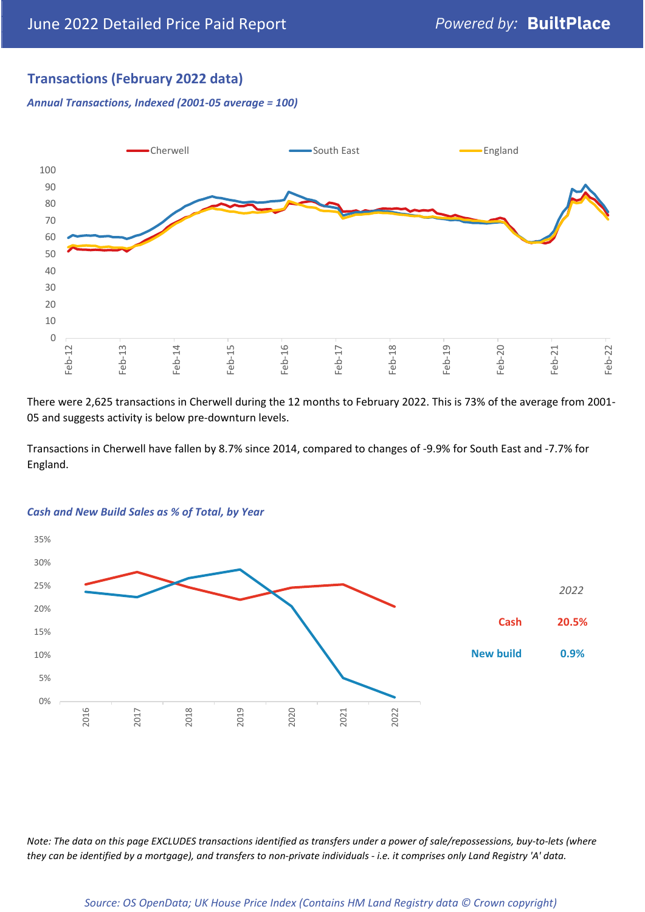## Transactions (February 2022 data)

*Annual Transactions, Indexed (2001-05 average = 100)*

There were 2,625 transactions in Cherwell during the 12 months to February 2022. This is 73% of the average from 2001-05 and suggests activity is below pre-downturn levels.

Transactions in Cherwell have fallen by 8.7% since 2014, compared to changes of -9.9% for South East and -7.7% for England.

*Cash and New Build Sales as % of Total, by Year*

| 2022 | |
|---|---|
| Cash | 20.5% |
| New build | 0.9% |

*Note: The data on this page EXCLUDES transactions identified as transfers under a power of sale/repossessions, buy-to-lets (where they can be identified by a mortgage), and transfers to non-private individuals - i.e. it comprises only Land Registry 'A' data.*

*Source: OS OpenData; UK House Price Index (Contains HM Land Registry data © Crown copyright)*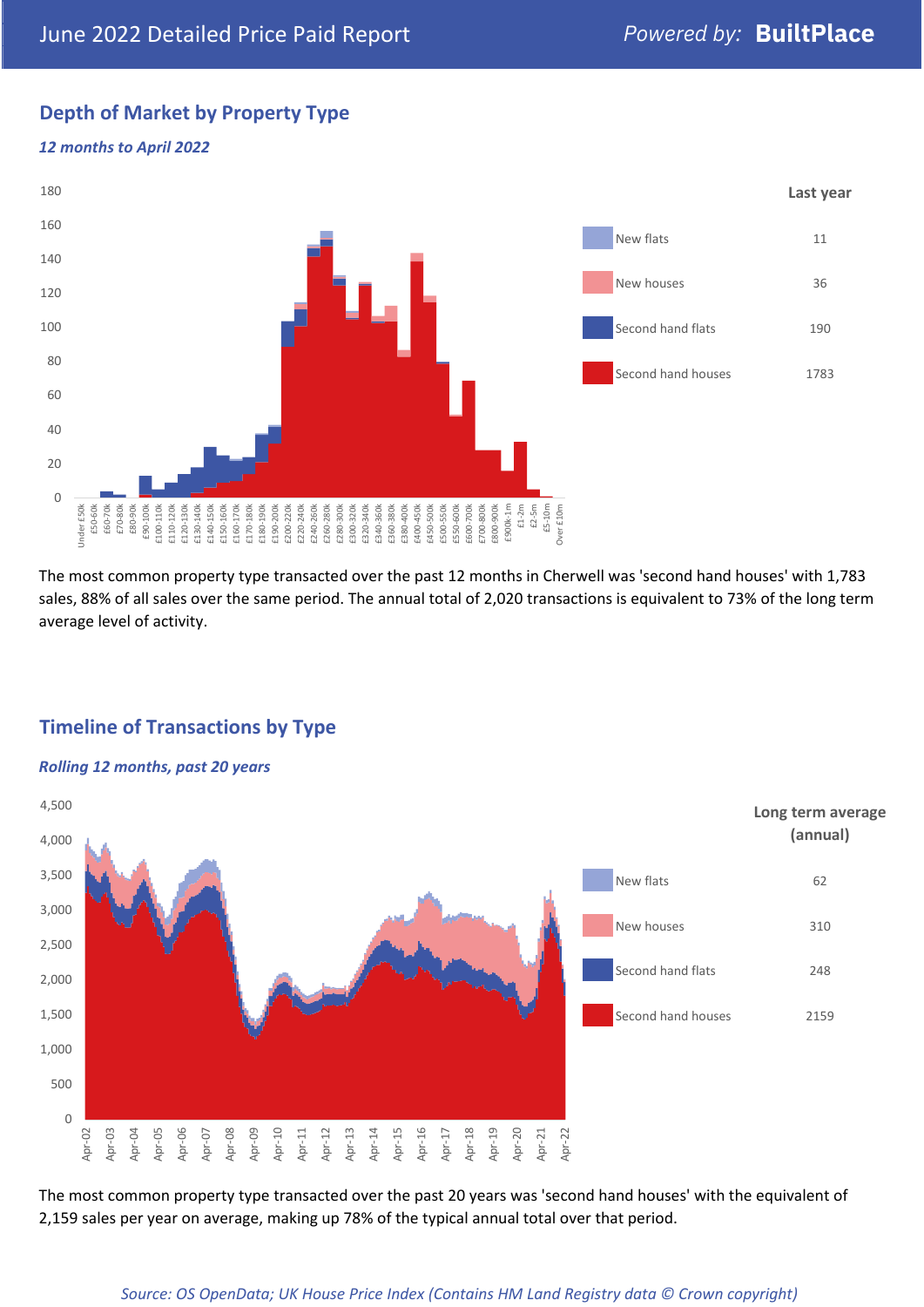June 2022 Detailed Price Paid Report

*Powered by:* **BuiltPlace**

## Depth of Market by Property Type

*12 months to April 2022*

180
160
140
120
100
80
60
40
20
0

Under £50k, £50-60k, £60-70k, £70-80k, £80-90k, £90-100k, £100-110k, £110-120k, £120-130k, £130-140k, £140-150k, £150-160k, £160-170k, £170-180k, £180-190k, £190-200k, £200-220k, £220-240k, £240-260k, £260-280k, £280-300k, £300-320k, £320-340k, £340-360k, £360-380k, £380-400k, £400-450k, £450-500k, £500-550k, £550-600k, £600-700k, £700-800k, £800-900k, £900k-1m, £1-2m, £2-5m, £5-10m, Over £10m

Last year

New flats 11
New houses 36
Second hand flats 190
Second hand houses 1783

The most common property type transacted over the past 12 months in Cherwell was 'second hand houses' with 1,783 sales, 88% of all sales over the same period. The annual total of 2,020 transactions is equivalent to 73% of the long term average level of activity.

## Timeline of Transactions by Type

*Rolling 12 months, past 20 years*

4,500
4,000
3,500
3,000
2,500
2,000
1,500
1,000
500
0

Apr-02, Apr-03, Apr-04, Apr-05, Apr-06, Apr-07, Apr-08, Apr-09, Apr-10, Apr-11, Apr-12, Apr-13, Apr-14, Apr-15, Apr-16, Apr-17, Apr-18, Apr-19, Apr-20, Apr-21, Apr-22

Long term average (annual)

New flats 62
New houses 310
Second hand flats 248
Second hand houses 2159

The most common property type transacted over the past 20 years was 'second hand houses' with the equivalent of 2,159 sales per year on average, making up 78% of the typical annual total over that period.

*Source: OS OpenData; UK House Price Index (Contains HM Land Registry data © Crown copyright)*